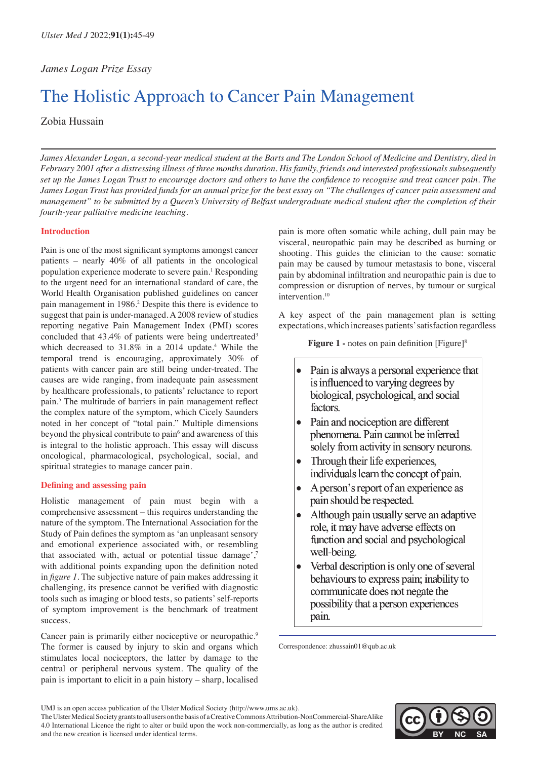*James Logan Prize Essay*

# The Holistic Approach to Cancer Pain Management

Zobia Hussain

*James Alexander Logan, a second-year medical student at the Barts and The London School of Medicine and Dentistry, died in February 2001 after a distressing illness of three months duration. His family, friends and interested professionals subsequently set up the James Logan Trust to encourage doctors and others to have the confidence to recognise and treat cancer pain. The James Logan Trust has provided funds for an annual prize for the best essay on "The challenges of cancer pain assessment and management" to be submitted by a Queen's University of Belfast undergraduate medical student after the completion of their fourth-year palliative medicine teaching.*

## Introduction

Pain is one of the most significant symptoms amongst cancer patients – nearly 40% of all patients in the oncological population experience moderate to severe pain.[1] Responding to the urgent need for an international standard of care, the World Health Organisation published guidelines on cancer pain management in 1986.[2] Despite this there is evidence to suggest that pain is under-managed. A 2008 review of studies reporting negative Pain Management Index (PMI) scores concluded that 43.4% of patients were being undertreated[3] which decreased to 31.8% in a 2014 update.[4] While the temporal trend is encouraging, approximately 30% of patients with cancer pain are still being under-treated. The causes are wide ranging, from inadequate pain assessment by healthcare professionals, to patients' reluctance to report pain.[5] The multitude of barriers in pain management reflect the complex nature of the symptom, which Cicely Saunders noted in her concept of "total pain." Multiple dimensions beyond the physical contribute to pain[6] and awareness of this is integral to the holistic approach. This essay will discuss oncological, pharmacological, psychological, social, and spiritual strategies to manage cancer pain.

## Defining and assessing pain

Holistic management of pain must begin with a comprehensive assessment – this requires understanding the nature of the symptom. The International Association for the Study of Pain defines the symptom as 'an unpleasant sensory and emotional experience associated with, or resembling that associated with, actual or potential tissue damage',[7] with additional points expanding upon the definition noted in *figure 1*. The subjective nature of pain makes addressing it challenging, its presence cannot be verified with diagnostic tools such as imaging or blood tests, so patients' self-reports of symptom improvement is the benchmark of treatment success.

Cancer pain is primarily either nociceptive or neuropathic.[9] The former is caused by injury to skin and organs which stimulates local nociceptors, the latter by damage to the central or peripheral nervous system. The quality of the pain is important to elicit in a pain history – sharp, localised pain is more often somatic while aching, dull pain may be visceral, neuropathic pain may be described as burning or shooting. This guides the clinician to the cause: somatic pain may be caused by tumour metastasis to bone, visceral pain by abdominal infiltration and neuropathic pain is due to compression or disruption of nerves, by tumour or surgical intervention.[10]

A key aspect of the pain management plan is setting expectations, which increases patients' satisfaction regardless

**Figure 1 -** notes on pain definition [Figure][8]

- Pain is always a personal experience that is influenced to varying degrees by biological, psychological, and social factors.
- Pain and nociception are different phenomena. Pain cannot be inferred solely from activity in sensory neurons.
- Through their life experiences, individuals learn the concept of pain.
- A person's report of an experience as pain should be respected.
- Although pain usually serve an adaptive role, it may have adverse effects on function and social and psychological well-being.
- Verbal description is only one of several behaviours to express pain; inability to communicate does not negate the possibility that a person experiences pain.

Correspondence: zhussain01@qub.ac.uk

UMJ is an open access publication of the Ulster Medical Society (http://www.ums.ac.uk).
The Ulster Medical Society grants to all users on the basis of a Creative Commons Attribution-NonCommercial-ShareAlike 4.0 International Licence the right to alter or build upon the work non-commercially, as long as the author is credited and the new creation is licensed under identical terms.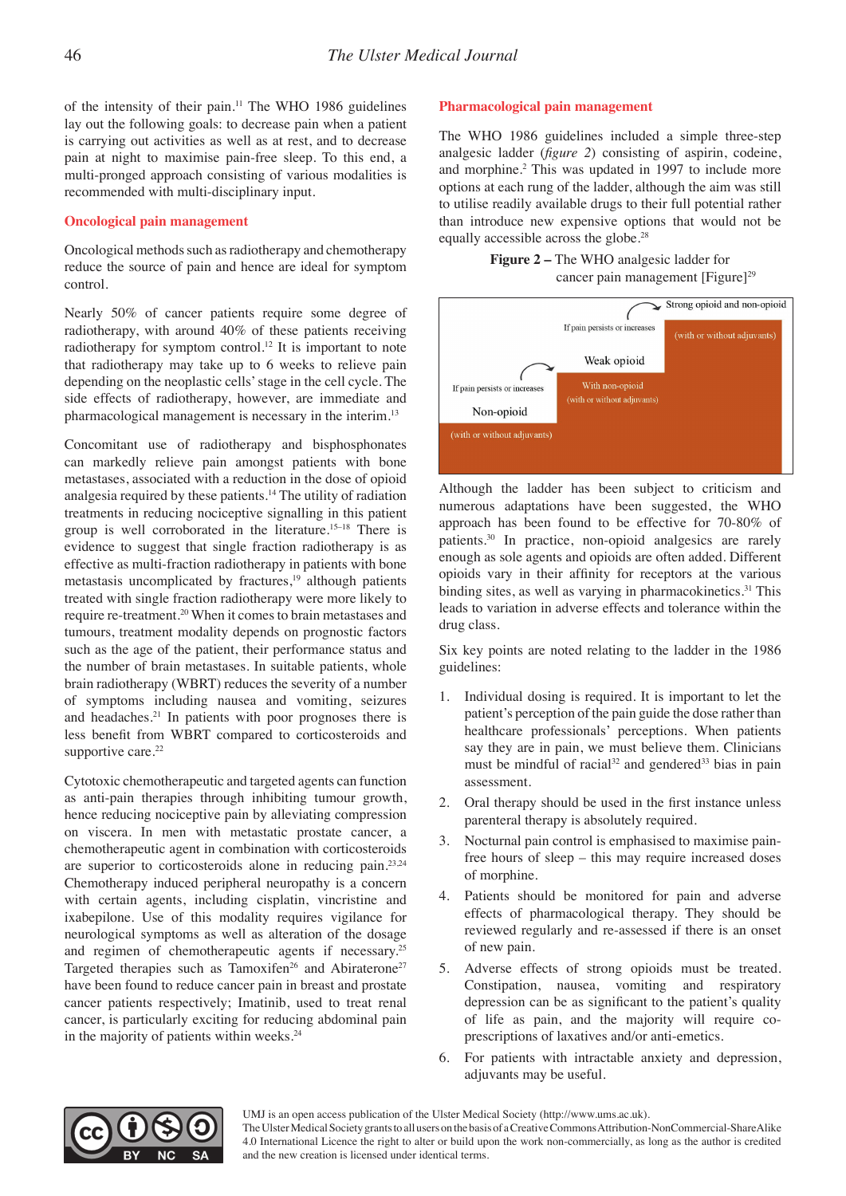of the intensity of their pain.[11] The WHO 1986 guidelines lay out the following goals: to decrease pain when a patient is carrying out activities as well as at rest, and to decrease pain at night to maximise pain-free sleep. To this end, a multi-pronged approach consisting of various modalities is recommended with multi-disciplinary input.

## Oncological pain management

Oncological methods such as radiotherapy and chemotherapy reduce the source of pain and hence are ideal for symptom control.

Nearly 50% of cancer patients require some degree of radiotherapy, with around 40% of these patients receiving radiotherapy for symptom control.[12] It is important to note that radiotherapy may take up to 6 weeks to relieve pain depending on the neoplastic cells' stage in the cell cycle. The side effects of radiotherapy, however, are immediate and pharmacological management is necessary in the interim.[13]

Concomitant use of radiotherapy and bisphosphonates can markedly relieve pain amongst patients with bone metastases, associated with a reduction in the dose of opioid analgesia required by these patients.[14] The utility of radiation treatments in reducing nociceptive signalling in this patient group is well corroborated in the literature.[15–18] There is evidence to suggest that single fraction radiotherapy is as effective as multi-fraction radiotherapy in patients with bone metastasis uncomplicated by fractures,[19] although patients treated with single fraction radiotherapy were more likely to require re-treatment.[20] When it comes to brain metastases and tumours, treatment modality depends on prognostic factors such as the age of the patient, their performance status and the number of brain metastases. In suitable patients, whole brain radiotherapy (WBRT) reduces the severity of a number of symptoms including nausea and vomiting, seizures and headaches.[21] In patients with poor prognoses there is less benefit from WBRT compared to corticosteroids and supportive care.[22]

Cytotoxic chemotherapeutic and targeted agents can function as anti-pain therapies through inhibiting tumour growth, hence reducing nociceptive pain by alleviating compression on viscera. In men with metastatic prostate cancer, a chemotherapeutic agent in combination with corticosteroids are superior to corticosteroids alone in reducing pain.[23,24] Chemotherapy induced peripheral neuropathy is a concern with certain agents, including cisplatin, vincristine and ixabepilone. Use of this modality requires vigilance for neurological symptoms as well as alteration of the dosage and regimen of chemotherapeutic agents if necessary.[25] Targeted therapies such as Tamoxifen[26] and Abiraterone[27] have been found to reduce cancer pain in breast and prostate cancer patients respectively; Imatinib, used to treat renal cancer, is particularly exciting for reducing abdominal pain in the majority of patients within weeks.[24]

## Pharmacological pain management

The WHO 1986 guidelines included a simple three-step analgesic ladder (*figure 2*) consisting of aspirin, codeine, and morphine.[2] This was updated in 1997 to include more options at each rung of the ladder, although the aim was still to utilise readily available drugs to their full potential rather than introduce new expensive options that would not be equally accessible across the globe.[28]

**Figure 2 –** The WHO analgesic ladder for cancer pain management [Figure][29]

Non-opioid (with or without adjuvants) → If pain persists or increases → Weak opioid (With non-opioid, with or without adjuvants) → If pain persists or increases → Strong opioid and non-opioid (with or without adjuvants)

Although the ladder has been subject to criticism and numerous adaptations have been suggested, the WHO approach has been found to be effective for 70-80% of patients.[30] In practice, non-opioid analgesics are rarely enough as sole agents and opioids are often added. Different opioids vary in their affinity for receptors at the various binding sites, as well as varying in pharmacokinetics.[31] This leads to variation in adverse effects and tolerance within the drug class.

Six key points are noted relating to the ladder in the 1986 guidelines:

1. Individual dosing is required. It is important to let the patient's perception of the pain guide the dose rather than healthcare professionals' perceptions. When patients say they are in pain, we must believe them. Clinicians must be mindful of racial[32] and gendered[33] bias in pain assessment.
2. Oral therapy should be used in the first instance unless parenteral therapy is absolutely required.
3. Nocturnal pain control is emphasised to maximise pain-free hours of sleep – this may require increased doses of morphine.
4. Patients should be monitored for pain and adverse effects of pharmacological therapy. They should be reviewed regularly and re-assessed if there is an onset of new pain.
5. Adverse effects of strong opioids must be treated. Constipation, nausea, vomiting and respiratory depression can be as significant to the patient's quality of life as pain, and the majority will require co-prescriptions of laxatives and/or anti-emetics.
6. For patients with intractable anxiety and depression, adjuvants may be useful.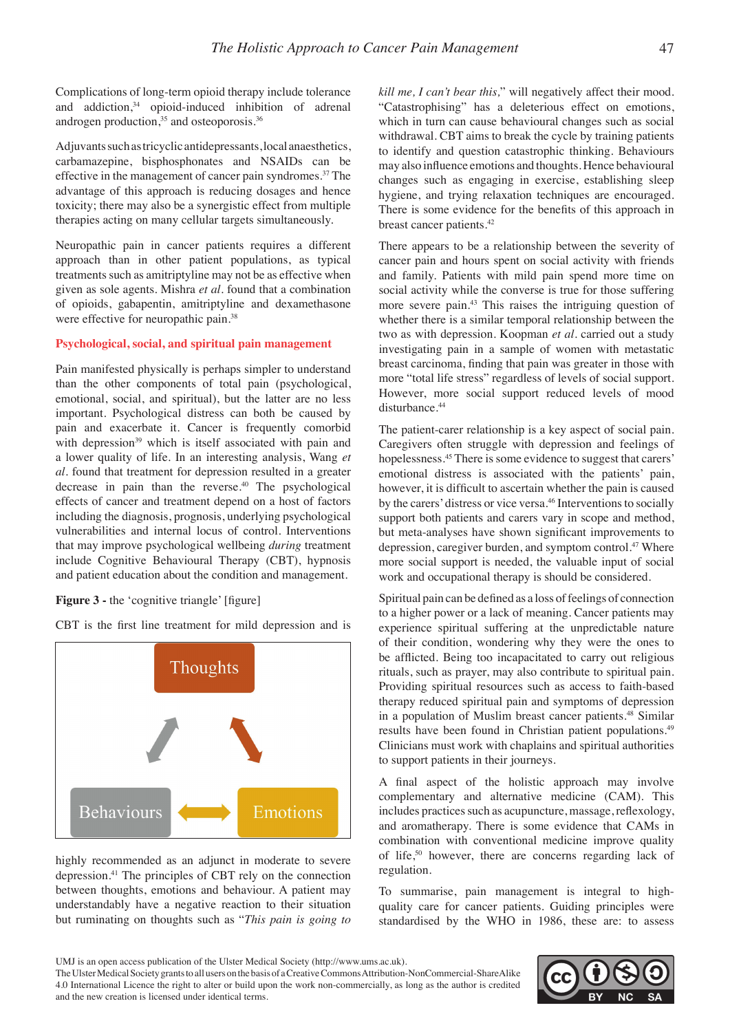Complications of long-term opioid therapy include tolerance and addiction,[34] opioid-induced inhibition of adrenal androgen production,[35] and osteoporosis.[36]

Adjuvants such as tricyclic antidepressants, local anaesthetics, carbamazepine, bisphosphonates and NSAIDs can be effective in the management of cancer pain syndromes.[37] The advantage of this approach is reducing dosages and hence toxicity; there may also be a synergistic effect from multiple therapies acting on many cellular targets simultaneously.

Neuropathic pain in cancer patients requires a different approach than in other patient populations, as typical treatments such as amitriptyline may not be as effective when given as sole agents. Mishra *et al.* found that a combination of opioids, gabapentin, amitriptyline and dexamethasone were effective for neuropathic pain.[38]

## Psychological, social, and spiritual pain management

Pain manifested physically is perhaps simpler to understand than the other components of total pain (psychological, emotional, social, and spiritual), but the latter are no less important. Psychological distress can both be caused by pain and exacerbate it. Cancer is frequently comorbid with depression[39] which is itself associated with pain and a lower quality of life. In an interesting analysis, Wang *et al.* found that treatment for depression resulted in a greater decrease in pain than the reverse.[40] The psychological effects of cancer and treatment depend on a host of factors including the diagnosis, prognosis, underlying psychological vulnerabilities and internal locus of control. Interventions that may improve psychological wellbeing *during* treatment include Cognitive Behavioural Therapy (CBT), hypnosis and patient education about the condition and management.

**Figure 3 -** the 'cognitive triangle' [figure]

Thoughts

Behaviours

Emotions

CBT is the first line treatment for mild depression and is highly recommended as an adjunct in moderate to severe depression.[41] The principles of CBT rely on the connection between thoughts, emotions and behaviour. A patient may understandably have a negative reaction to their situation but ruminating on thoughts such as "*This pain is going to kill me, I can't bear this,*" will negatively affect their mood. "Catastrophising" has a deleterious effect on emotions, which in turn can cause behavioural changes such as social withdrawal. CBT aims to break the cycle by training patients to identify and question catastrophic thinking. Behaviours may also influence emotions and thoughts. Hence behavioural changes such as engaging in exercise, establishing sleep hygiene, and trying relaxation techniques are encouraged. There is some evidence for the benefits of this approach in breast cancer patients.[42]

There appears to be a relationship between the severity of cancer pain and hours spent on social activity with friends and family. Patients with mild pain spend more time on social activity while the converse is true for those suffering more severe pain.[43] This raises the intriguing question of whether there is a similar temporal relationship between the two as with depression. Koopman *et al.* carried out a study investigating pain in a sample of women with metastatic breast carcinoma, finding that pain was greater in those with more "total life stress" regardless of levels of social support. However, more social support reduced levels of mood disturbance.[44]

The patient-carer relationship is a key aspect of social pain. Caregivers often struggle with depression and feelings of hopelessness.[45] There is some evidence to suggest that carers' emotional distress is associated with the patients' pain, however, it is difficult to ascertain whether the pain is caused by the carers' distress or vice versa.[46] Interventions to socially support both patients and carers vary in scope and method, but meta-analyses have shown significant improvements to depression, caregiver burden, and symptom control.[47] Where more social support is needed, the valuable input of social work and occupational therapy is should be considered.

Spiritual pain can be defined as a loss of feelings of connection to a higher power or a lack of meaning. Cancer patients may experience spiritual suffering at the unpredictable nature of their condition, wondering why they were the ones to be afflicted. Being too incapacitated to carry out religious rituals, such as prayer, may also contribute to spiritual pain. Providing spiritual resources such as access to faith-based therapy reduced spiritual pain and symptoms of depression in a population of Muslim breast cancer patients.[48] Similar results have been found in Christian patient populations.[49] Clinicians must work with chaplains and spiritual authorities to support patients in their journeys.

A final aspect of the holistic approach may involve complementary and alternative medicine (CAM). This includes practices such as acupuncture, massage, reflexology, and aromatherapy. There is some evidence that CAMs in combination with conventional medicine improve quality of life,[50] however, there are concerns regarding lack of regulation.

To summarise, pain management is integral to high-quality care for cancer patients. Guiding principles were standardised by the WHO in 1986, these are: to assess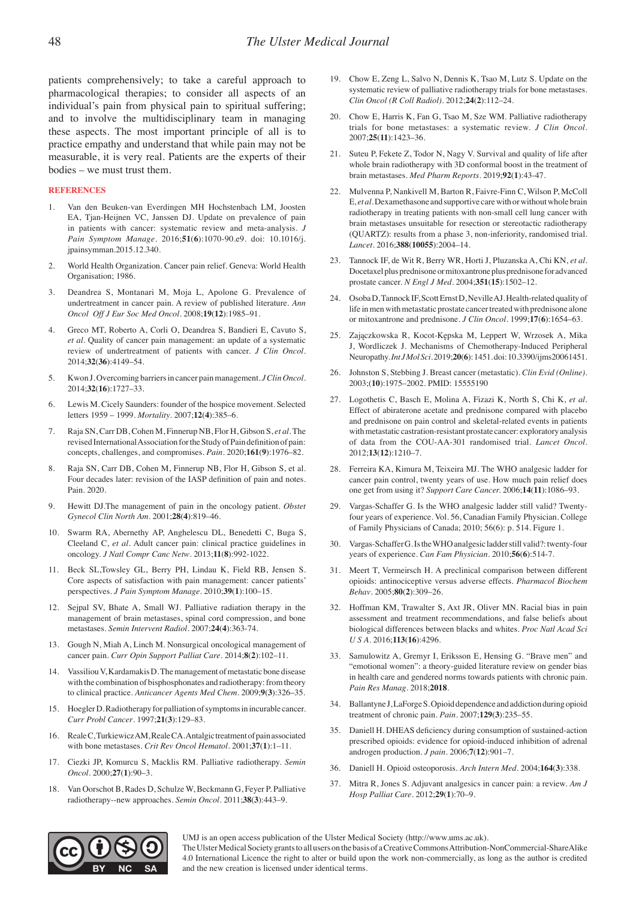patients comprehensively; to take a careful approach to pharmacological therapies; to consider all aspects of an individual's pain from physical pain to spiritual suffering; and to involve the multidisciplinary team in managing these aspects. The most important principle of all is to practice empathy and understand that while pain may not be measurable, it is very real. Patients are the experts of their bodies – we must trust them.

## REFERENCES

1. Van den Beuken-van Everdingen MH Hochstenbach LM, Joosten EA, Tjan-Heijnen VC, Janssen DJ. Update on prevalence of pain in patients with cancer: systematic review and meta-analysis. *J Pain Symptom Manage*. 2016;**51**(**6**):1070-90.e9. doi: 10.1016/j.jpainsymman.2015.12.340.
2. World Health Organization. Cancer pain relief. Geneva: World Health Organisation; 1986.
3. Deandrea S, Montanari M, Moja L, Apolone G. Prevalence of undertreatment in cancer pain. A review of published literature. *Ann Oncol Off J Eur Soc Med Oncol*. 2008;**19**(**12**):1985–91.
4. Greco MT, Roberto A, Corli O, Deandrea S, Bandieri E, Cavuto S, *et al*. Quality of cancer pain management: an update of a systematic review of undertreatment of patients with cancer. *J Clin Oncol*. 2014;**32**(**36**):4149–54.
5. Kwon J. Overcoming barriers in cancer pain management. *J Clin Oncol*. 2014;**32**(**16**):1727–33.
6. Lewis M. Cicely Saunders: founder of the hospice movement. Selected letters 1959 – 1999. *Mortality*. 2007;**12**(**4**):385–6.
7. Raja SN, Carr DB, Cohen M, Finnerup NB, Flor H, Gibson S, *et al*. The revised International Association for the Study of Pain definition of pain: concepts, challenges, and compromises. *Pain*. 2020;**161**(**9**):1976–82.
8. Raja SN, Carr DB, Cohen M, Finnerup NB, Flor H, Gibson S, et al. Four decades later: revision of the IASP definition of pain and notes. Pain. 2020.
9. Hewitt DJ.The management of pain in the oncology patient. *Obstet Gynecol Clin North Am*. 2001;**28**(**4**):819–46.
10. Swarm RA, Abernethy AP, Anghelescu DL, Benedetti C, Buga S, Cleeland C, *et al*. Adult cancer pain: clinical practice guidelines in oncology. *J Natl Compr Canc Netw*. 2013;**11**(**8**):992-1022.
11. Beck SL,Towsley GL, Berry PH, Lindau K, Field RB, Jensen S. Core aspects of satisfaction with pain management: cancer patients' perspectives. *J Pain Symptom Manage*. 2010;**39**(**1**):100–15.
12. Sejpal SV, Bhate A, Small WJ. Palliative radiation therapy in the management of brain metastases, spinal cord compression, and bone metastases. *Semin Intervent Radiol*. 2007;**24**(**4**):363-74.
13. Gough N, Miah A, Linch M. Nonsurgical oncological management of cancer pain. *Curr Opin Support Palliat Care*. 2014;**8**(**2**):102–11.
14. Vassiliou V, Kardamakis D. The management of metastatic bone disease with the combination of bisphosphonates and radiotherapy: from theory to clinical practice. *Anticancer Agents Med Chem*. 2009;**9**(**3**):326–35.
15. Hoegler D. Radiotherapy for palliation of symptoms in incurable cancer. *Curr Probl Cancer*. 1997;**21**(**3**):129–83.
16. Reale C, Turkiewicz AM, Reale CA. Antalgic treatment of pain associated with bone metastases. *Crit Rev Oncol Hematol*. 2001;**37**(**1**):1–11.
17. Ciezki JP, Komurcu S, Macklis RM. Palliative radiotherapy. *Semin Oncol*. 2000;**27**(**1**):90–3.
18. Van Oorschot B, Rades D, Schulze W, Beckmann G, Feyer P. Palliative radiotherapy--new approaches. *Semin Oncol*. 2011;**38**(**3**):443–9.
19. Chow E, Zeng L, Salvo N, Dennis K, Tsao M, Lutz S. Update on the systematic review of palliative radiotherapy trials for bone metastases. *Clin Oncol (R Coll Radiol)*. 2012;**24**(**2**):112–24.
20. Chow E, Harris K, Fan G, Tsao M, Sze WM. Palliative radiotherapy trials for bone metastases: a systematic review. *J Clin Oncol*. 2007;**25**(**11**):1423–36.
21. Suteu P, Fekete Z, Todor N, Nagy V. Survival and quality of life after whole brain radiotherapy with 3D conformal boost in the treatment of brain metastases. *Med Pharm Reports*. 2019;**92**(**1**):43-47.
22. Mulvenna P, Nankivell M, Barton R, Faivre-Finn C, Wilson P, McColl E, *et al*. Dexamethasone and supportive care with or without whole brain radiotherapy in treating patients with non-small cell lung cancer with brain metastases unsuitable for resection or stereotactic radiotherapy (QUARTZ): results from a phase 3, non-inferiority, randomised trial. *Lancet*. 2016;**388**(**10055**):2004–14.
23. Tannock IF, de Wit R, Berry WR, Horti J, Pluzanska A, Chi KN, *et al*. Docetaxel plus prednisone or mitoxantrone plus prednisone for advanced prostate cancer. *N Engl J Med*. 2004;**351**(**15**):1502–12.
24. Osoba D, Tannock IF, Scott Ernst D, Neville AJ. Health-related quality of life in men with metastatic prostate cancer treated with prednisone alone or mitoxantrone and prednisone. *J Clin Oncol*. 1999;**17**(**6**):1654–63.
25. Zajączkowska R, Kocot-Kępska M, Leppert W, Wrzosek A, Mika J, Wordliczek J. Mechanisms of Chemotherapy-Induced Peripheral Neuropathy. *Int J Mol Sci*. 2019;**20**(**6**): 1451. doi: 10.3390/ijms20061451.
26. Johnston S, Stebbing J. Breast cancer (metastatic). *Clin Evid (Online)*. 2003;(**10**):1975–2002. PMID: 15555190
27. Logothetis C, Basch E, Molina A, Fizazi K, North S, Chi K, *et al*. Effect of abiraterone acetate and prednisone compared with placebo and prednisone on pain control and skeletal-related events in patients with metastatic castration-resistant prostate cancer: exploratory analysis of data from the COU-AA-301 randomised trial. *Lancet Oncol*. 2012;**13**(**12**):1210–7.
28. Ferreira KA, Kimura M, Teixeira MJ. The WHO analgesic ladder for cancer pain control, twenty years of use. How much pain relief does one get from using it? *Support Care Cancer*. 2006;**14**(**11**):1086–93.
29. Vargas-Schaffer G. Is the WHO analgesic ladder still valid? Twenty-four years of experience. Vol. 56, Canadian Family Physician. College of Family Physicians of Canada; 2010; 56(6): p. 514. Figure 1.
30. Vargas-Schaffer G. Is the WHO analgesic ladder still valid?: twenty-four years of experience. *Can Fam Physician*. 2010;**56**(**6**):514-7.
31. Meert T, Vermeirsch H. A preclinical comparison between different opioids: antinociceptive versus adverse effects. *Pharmacol Biochem Behav*. 2005;**80**(**2**):309–26.
32. Hoffman KM, Trawalter S, Axt JR, Oliver MN. Racial bias in pain assessment and treatment recommendations, and false beliefs about biological differences between blacks and whites. *Proc Natl Acad Sci U S A*. 2016;**113**(**16**):4296.
33. Samulowitz A, Gremyr I, Eriksson E, Hensing G. "Brave men" and "emotional women": a theory-guided literature review on gender bias in health care and gendered norms towards patients with chronic pain. *Pain Res Manag*. 2018;**2018**.
34. Ballantyne J, LaForge S. Opioid dependence and addiction during opioid treatment of chronic pain. *Pain*. 2007;**129**(**3**):235–55.
35. Daniell H. DHEAS deficiency during consumption of sustained-action prescribed opioids: evidence for opioid-induced inhibition of adrenal androgen production. *J pain*. 2006;**7**(**12**):901–7.
36. Daniell H. Opioid osteoporosis. *Arch Intern Med*. 2004;**164**(**3**):338.
37. Mitra R, Jones S. Adjuvant analgesics in cancer pain: a review. *Am J Hosp Palliat Care*. 2012;**29**(**1**):70–9.

UMJ is an open access publication of the Ulster Medical Society (http://www.ums.ac.uk).
The Ulster Medical Society grants to all users on the basis of a Creative Commons Attribution-NonCommercial-ShareAlike 4.0 International Licence the right to alter or build upon the work non-commercially, as long as the author is credited and the new creation is licensed under identical terms.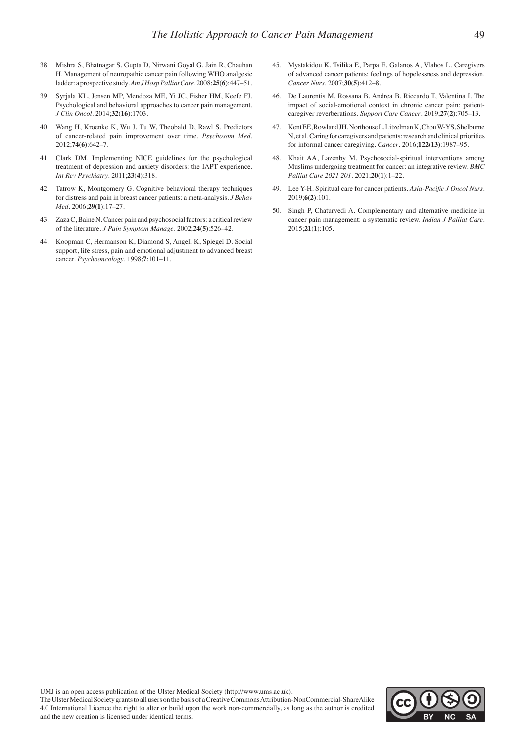38. Mishra S, Bhatnagar S, Gupta D, Nirwani Goyal G, Jain R, Chauhan H. Management of neuropathic cancer pain following WHO analgesic ladder: a prospective study. *Am J Hosp Palliat Care*. 2008;**25**(**6**):447–51.

39. Syrjala KL, Jensen MP, Mendoza ME, Yi JC, Fisher HM, Keefe FJ. Psychological and behavioral approaches to cancer pain management. *J Clin Oncol*. 2014;**32**(**16**):1703.

40. Wang H, Kroenke K, Wu J, Tu W, Theobald D, Rawl S. Predictors of cancer-related pain improvement over time. *Psychosom Med*. 2012;**74**(**6**):642–7.

41. Clark DM. Implementing NICE guidelines for the psychological treatment of depression and anxiety disorders: the IAPT experience. *Int Rev Psychiatry*. 2011;**23**(**4**):318.

42. Tatrow K, Montgomery G. Cognitive behavioral therapy techniques for distress and pain in breast cancer patients: a meta-analysis. *J Behav Med*. 2006;**29**(**1**):17–27.

43. Zaza C, Baine N. Cancer pain and psychosocial factors: a critical review of the literature. *J Pain Symptom Manage*. 2002;**24**(**5**):526–42.

44. Koopman C, Hermanson K, Diamond S, Angell K, Spiegel D. Social support, life stress, pain and emotional adjustment to advanced breast cancer. *Psychooncology*. 1998;**7**:101–11.

45. Mystakidou K, Tsilika E, Parpa E, Galanos A, Vlahos L. Caregivers of advanced cancer patients: feelings of hopelessness and depression. *Cancer Nurs*. 2007;**30**(**5**):412–8.

46. De Laurentis M, Rossana B, Andrea B, Riccardo T, Valentina I. The impact of social-emotional context in chronic cancer pain: patient-caregiver reverberations. *Support Care Cancer*. 2019;**27**(**2**):705–13.

47. Kent EE, Rowland JH, Northouse L, Litzelman K, Chou W-YS, Shelburne N, et al. Caring for caregivers and patients: research and clinical priorities for informal cancer caregiving. *Cancer*. 2016;**122**(**13**):1987–95.

48. Khait AA, Lazenby M. Psychosocial-spiritual interventions among Muslims undergoing treatment for cancer: an integrative review. *BMC Palliat Care 2021 201*. 2021;**20**(**1**):1–22.

49. Lee Y-H. Spiritual care for cancer patients. *Asia-Pacific J Oncol Nurs*. 2019;**6**(**2**):101.

50. Singh P, Chaturvedi A. Complementary and alternative medicine in cancer pain management: a systematic review. *Indian J Palliat Care*. 2015;**21**(**1**):105.

UMJ is an open access publication of the Ulster Medical Society (http://www.ums.ac.uk).
The Ulster Medical Society grants to all users on the basis of a Creative Commons Attribution-NonCommercial-ShareAlike 4.0 International Licence the right to alter or build upon the work non-commercially, as long as the author is credited and the new creation is licensed under identical terms.